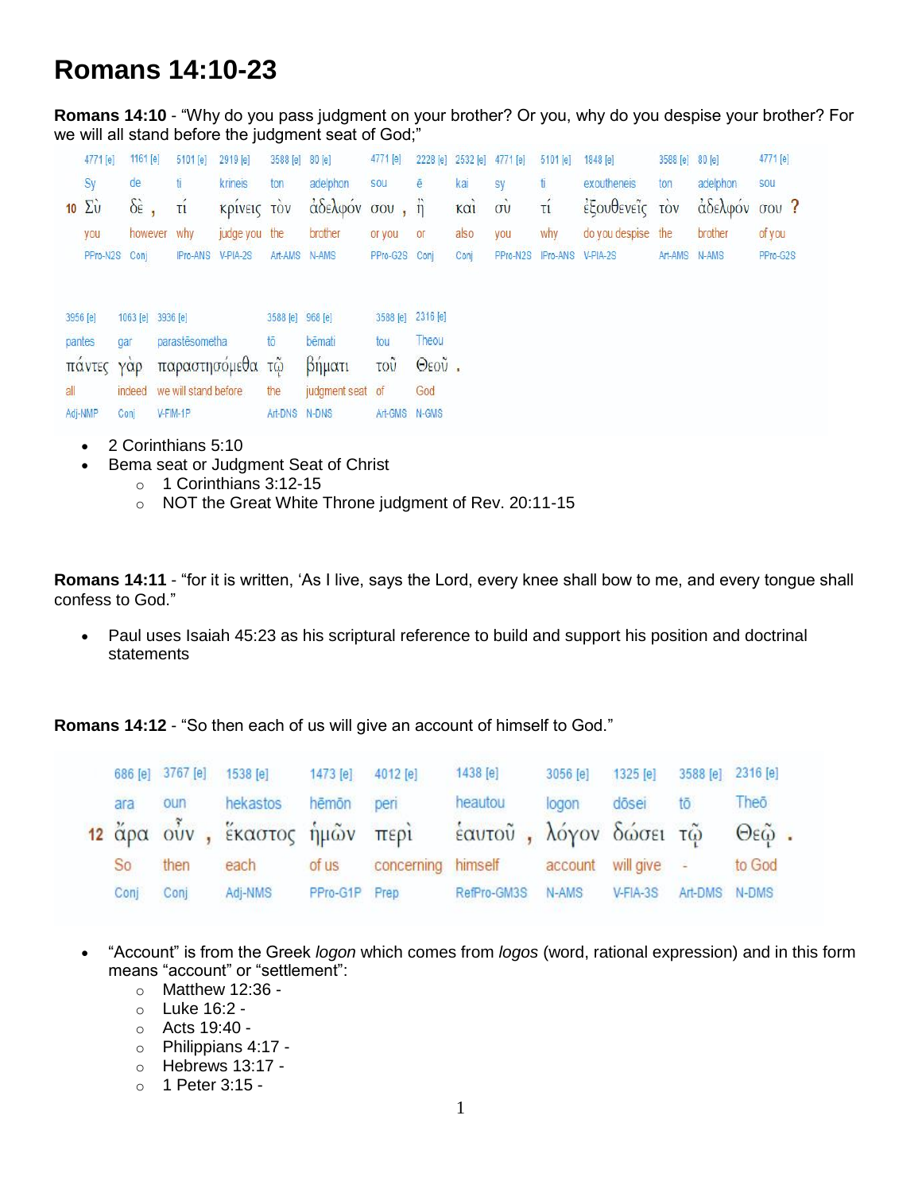# Romans 14:10-23

**Romans 14:10** - "Why do you pass judgment on your brother? Or you, why do you despise your brother? For we will all stand before the judgment seat of God;"

| | 4771 [e] | 1161 [e] | 5101 [e] | 2919 [e] | 3588 [e] | 80 [e] | 4771 [e] | 2228 [e] | 2532 [e] | 4771 [e] | 5101 [e] | 1848 [e] | 3588 [e] | 80 [e] | 4771 [e] |
|---|---|---|---|---|---|---|---|---|---|---|---|---|---|---|---|
| | Sy | de | ti | krineis | ton | adelphon | sou | ē | kai | sy | ti | exoutheneis | ton | adelphon | sou |
| 10 | Σὺ | δὲ , | τί | κρίνεις | τὸν | ἀδελφόν | σου , | ἢ | καὶ | σὺ | τί | ἐξουθενεῖς | τὸν | ἀδελφόν | σου ? |
| | you | however | why | judge you | the | brother | or you | or | also | you | why | do you despise | the | brother | of you |
| | PPro-N2S | Conj | IPro-ANS | V-PIA-2S | Art-AMS | N-AMS | PPro-G2S | Conj | Conj | PPro-N2S | IPro-ANS | V-PIA-2S | Art-AMS | N-AMS | PPro-G2S |

| 3956 [e] | 1063 [e] | 3936 [e] | 3588 [e] | 968 [e] | 3588 [e] | 2316 [e] |
|---|---|---|---|---|---|---|
| pantes | gar | parastēsometha | tō | bēmati | tou | Theou |
| πάντες | γὰρ | παραστησόμεθα | τῷ | βήματι | τοῦ | Θεοῦ . |
| all | indeed | we will stand before | the | judgment seat | of | God |
| Adj-NMP | Conj | V-FIM-1P | Art-DNS | N-DNS | Art-GMS | N-GMS |

- 2 Corinthians 5:10
- Bema seat or Judgment Seat of Christ
  - 1 Corinthians 3:12-15
  - NOT the Great White Throne judgment of Rev. 20:11-15

**Romans 14:11** - "for it is written, 'As I live, says the Lord, every knee shall bow to me, and every tongue shall confess to God."

- Paul uses Isaiah 45:23 as his scriptural reference to build and support his position and doctrinal statements

**Romans 14:12** - "So then each of us will give an account of himself to God."

| | 686 [e] | 3767 [e] | 1538 [e] | 1473 [e] | 4012 [e] | 1438 [e] | 3056 [e] | 1325 [e] | 3588 [e] | 2316 [e] |
|---|---|---|---|---|---|---|---|---|---|---|
| | ara | oun | hekastos | hēmōn | peri | heautou | logon | dōsei | tō | Theō |
| 12 | ἄρα | οὖν , | ἕκαστος | ἡμῶν | περὶ | ἑαυτοῦ , | λόγον | δώσει | τῷ | Θεῷ . |
| | So | then | each | of us | concerning | himself | account | will give | - | to God |
| | Conj | Conj | Adj-NMS | PPro-G1P | Prep | RefPro-GM3S | N-AMS | V-FIA-3S | Art-DMS | N-DMS |

- "Account" is from the Greek *logon* which comes from *logos* (word, rational expression) and in this form means "account" or "settlement":
  - Matthew 12:36 -
  - Luke 16:2 -
  - Acts 19:40 -
  - Philippians 4:17 -
  - Hebrews 13:17 -
  - 1 Peter 3:15 -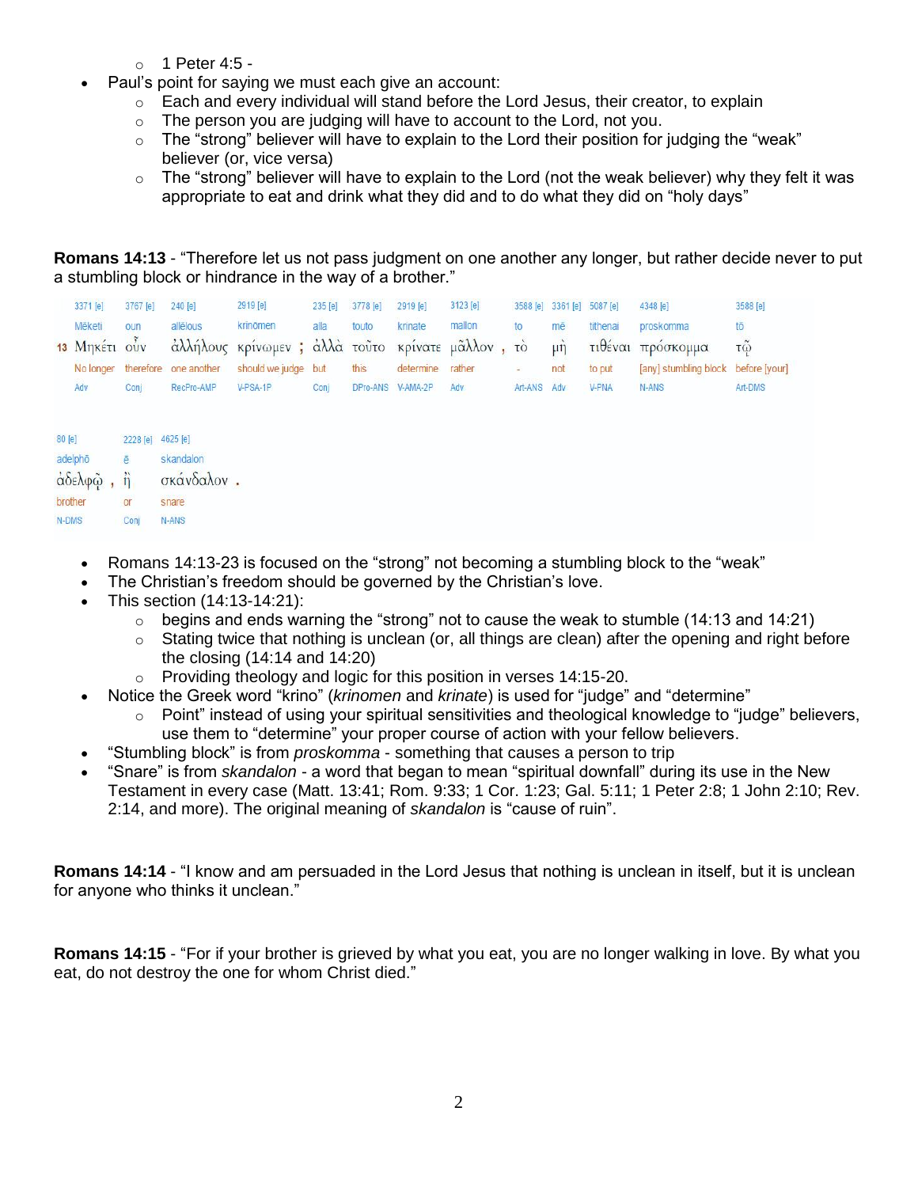- 1 Peter 4:5 -

- Paul's point for saying we must each give an account:
  - Each and every individual will stand before the Lord Jesus, their creator, to explain
  - The person you are judging will have to account to the Lord, not you.
  - The "strong" believer will have to explain to the Lord their position for judging the "weak" believer (or, vice versa)
  - The "strong" believer will have to explain to the Lord (not the weak believer) why they felt it was appropriate to eat and drink what they did and to do what they did on "holy days"

**Romans 14:13** - "Therefore let us not pass judgment on one another any longer, but rather decide never to put a stumbling block or hindrance in the way of a brother."

| | 3371 [e] | 3767 [e] | 240 [e] | 2919 [e] | 235 [e] | 3778 [e] | 2919 [e] | 3123 [e] | 3588 [e] | 3361 [e] | 5087 [e] | 4348 [e] | 3588 [e] |
|---|---|---|---|---|---|---|---|---|---|---|---|---|---|
| | Mēketi | oun | allēlous | krinōmen | alla | touto | krinate | mallon | to | mē | tithenai | proskomma | tō |
| 13 | Μηκέτι | οὖν | ἀλλήλους | κρίνωμεν ; | ἀλλὰ | τοῦτο | κρίνατε | μᾶλλον , | τὸ | μὴ | τιθέναι | πρόσκομμα | τῷ |
| | No longer | therefore | one another | should we judge | but | this | determine | rather | - | not | to put | [any] stumbling block | before [your] |
| | Adv | Conj | RecPro-AMP | V-PSA-1P | Conj | DPro-ANS | V-AMA-2P | Adv | Art-ANS | Adv | V-PNA | N-ANS | Art-DMS |

| 80 [e] | 2228 [e] | 4625 [e] |
|---|---|---|
| adelphō | ē | skandalon |
| ἀδελφῷ , | ἢ | σκάνδαλον . |
| brother | or | snare |
| N-DMS | Conj | N-ANS |

- Romans 14:13-23 is focused on the "strong" not becoming a stumbling block to the "weak"
- The Christian's freedom should be governed by the Christian's love.
- This section (14:13-14:21):
  - begins and ends warning the "strong" not to cause the weak to stumble (14:13 and 14:21)
  - Stating twice that nothing is unclean (or, all things are clean) after the opening and right before the closing (14:14 and 14:20)
  - Providing theology and logic for this position in verses 14:15-20.
- Notice the Greek word "krino" (*krinomen* and *krinate*) is used for "judge" and "determine"
  - Point" instead of using your spiritual sensitivities and theological knowledge to "judge" believers, use them to "determine" your proper course of action with your fellow believers.
- "Stumbling block" is from *proskomma* - something that causes a person to trip
- "Snare" is from *skandalon* - a word that began to mean "spiritual downfall" during its use in the New Testament in every case (Matt. 13:41; Rom. 9:33; 1 Cor. 1:23; Gal. 5:11; 1 Peter 2:8; 1 John 2:10; Rev. 2:14, and more). The original meaning of *skandalon* is "cause of ruin".

**Romans 14:14** - "I know and am persuaded in the Lord Jesus that nothing is unclean in itself, but it is unclean for anyone who thinks it unclean."

**Romans 14:15** - "For if your brother is grieved by what you eat, you are no longer walking in love. By what you eat, do not destroy the one for whom Christ died."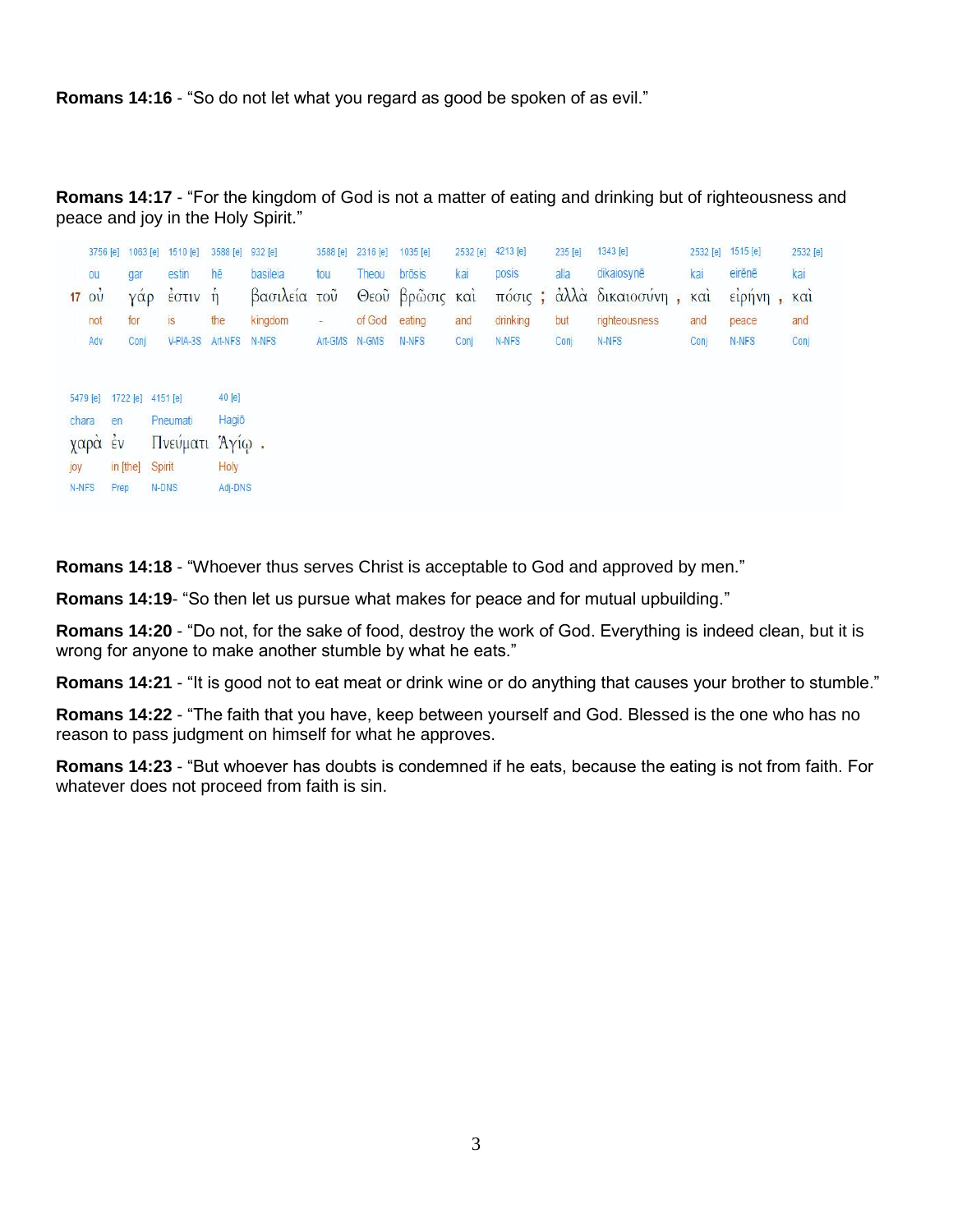**Romans 14:16** - “So do not let what you regard as good be spoken of as evil.”

**Romans 14:17** - “For the kingdom of God is not a matter of eating and drinking but of righteousness and peace and joy in the Holy Spirit.”

| | | | | | | | | | | | | | | | |
|---|---|---|---|---|---|---|---|---|---|---|---|---|---|---|---|
| | 3756 [e] | 1063 [e] | 1510 [e] | 3588 [e] | 932 [e] | 3588 [e] | 2316 [e] | 1035 [e] | 2532 [e] | 4213 [e] | 235 [e] | 1343 [e] | 2532 [e] | 1515 [e] | 2532 [e] |
| | ou | gar | estin | hē | basileia | tou | Theou | brōsis | kai | posis | alla | dikaiosynē | kai | eirēnē | kai |
| 17 | οὐ | γάρ | ἐστιν | ἡ | βασιλεία | τοῦ | Θεοῦ | βρῶσις | καὶ | πόσις ; | ἀλλὰ | δικαιοσύνη , | καὶ | εἰρήνη , | καὶ |
| | not | for | is | the | kingdom | - | of God | eating | and | drinking | but | righteousness | and | peace | and |
| | Adv | Conj | V-PIA-3S | Art-NFS | N-NFS | Art-GMS | N-GMS | N-NFS | Conj | N-NFS | Conj | N-NFS | Conj | N-NFS | Conj |

| | | | |
|---|---|---|---|
| 5479 [e] | 1722 [e] | 4151 [e] | 40 [e] |
| chara | en | Pneumati | Hagiō |
| χαρὰ | ἐν | Πνεύματι | Ἁγίῳ . |
| joy | in [the] | Spirit | Holy |
| N-NFS | Prep | N-DNS | Adj-DNS |

**Romans 14:18** - “Whoever thus serves Christ is acceptable to God and approved by men.”

**Romans 14:19**- “So then let us pursue what makes for peace and for mutual upbuilding.”

**Romans 14:20** - “Do not, for the sake of food, destroy the work of God. Everything is indeed clean, but it is wrong for anyone to make another stumble by what he eats.”

**Romans 14:21** - “It is good not to eat meat or drink wine or do anything that causes your brother to stumble.”

**Romans 14:22** - “The faith that you have, keep between yourself and God. Blessed is the one who has no reason to pass judgment on himself for what he approves.

**Romans 14:23** - “But whoever has doubts is condemned if he eats, because the eating is not from faith. For whatever does not proceed from faith is sin.